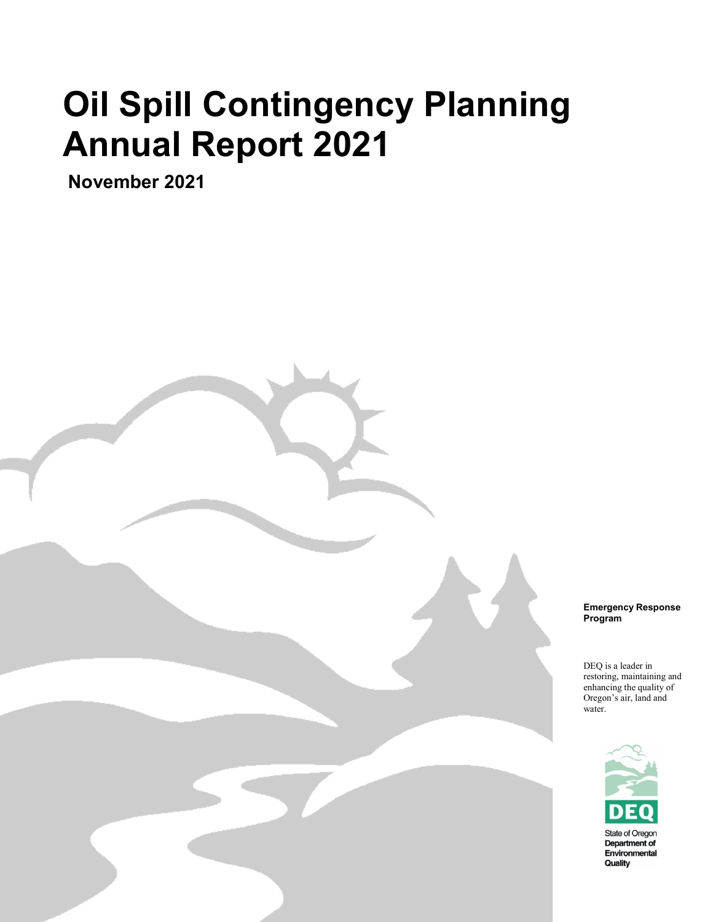# Oil Spill Contingency Planning Annual Report 2021

**November 2021**

**Emergency Response Program**

DEQ is a leader in restoring, maintaining and enhancing the quality of Oregon's air, land and water.

DEQ

State of Oregon
**Department of Environmental Quality**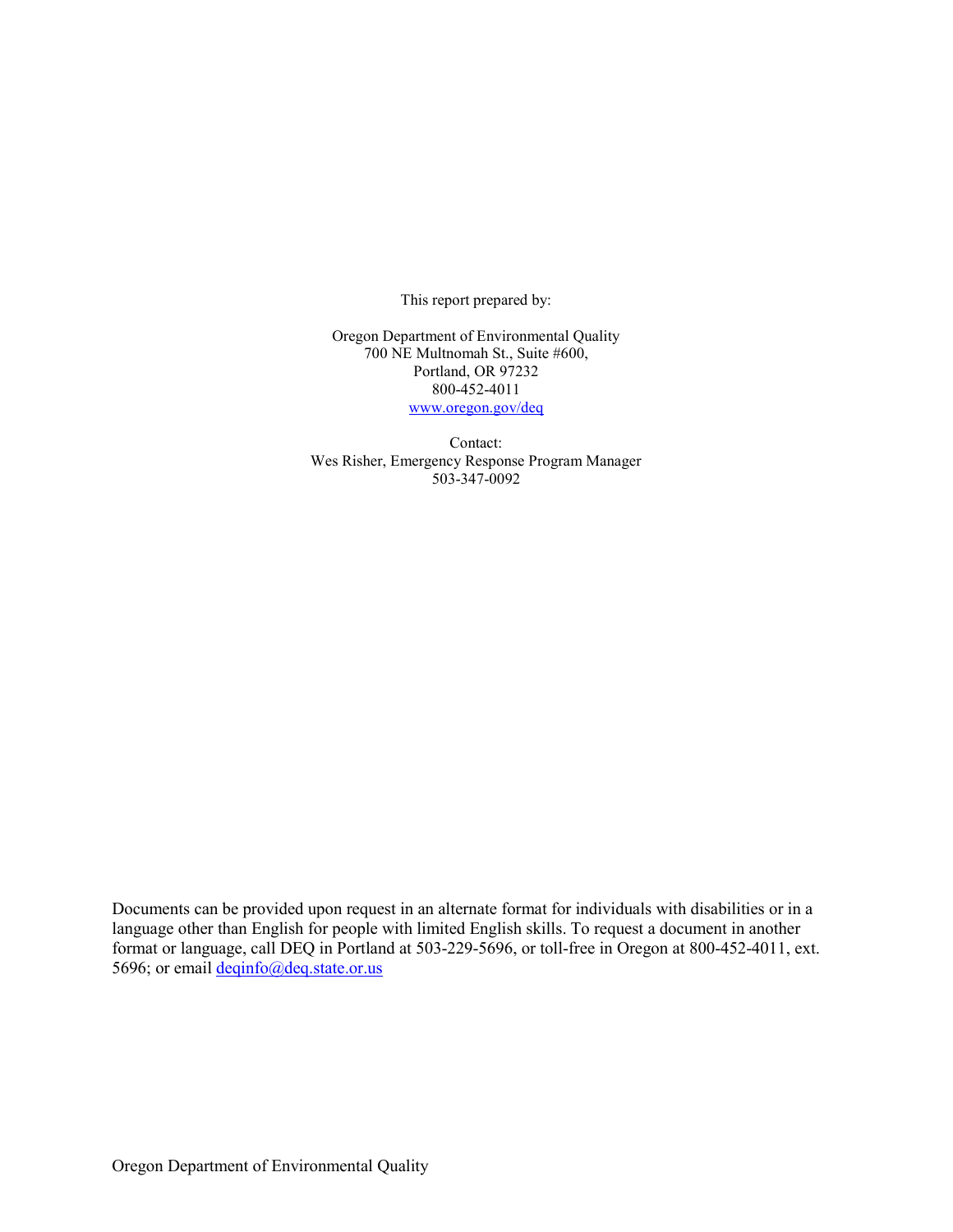This report prepared by:

Oregon Department of Environmental Quality
700 NE Multnomah St., Suite #600,
Portland, OR 97232
800-452-4011
www.oregon.gov/deq

Contact:
Wes Risher, Emergency Response Program Manager
503-347-0092

Documents can be provided upon request in an alternate format for individuals with disabilities or in a language other than English for people with limited English skills. To request a document in another format or language, call DEQ in Portland at 503-229-5696, or toll-free in Oregon at 800-452-4011, ext. 5696; or email deqinfo@deq.state.or.us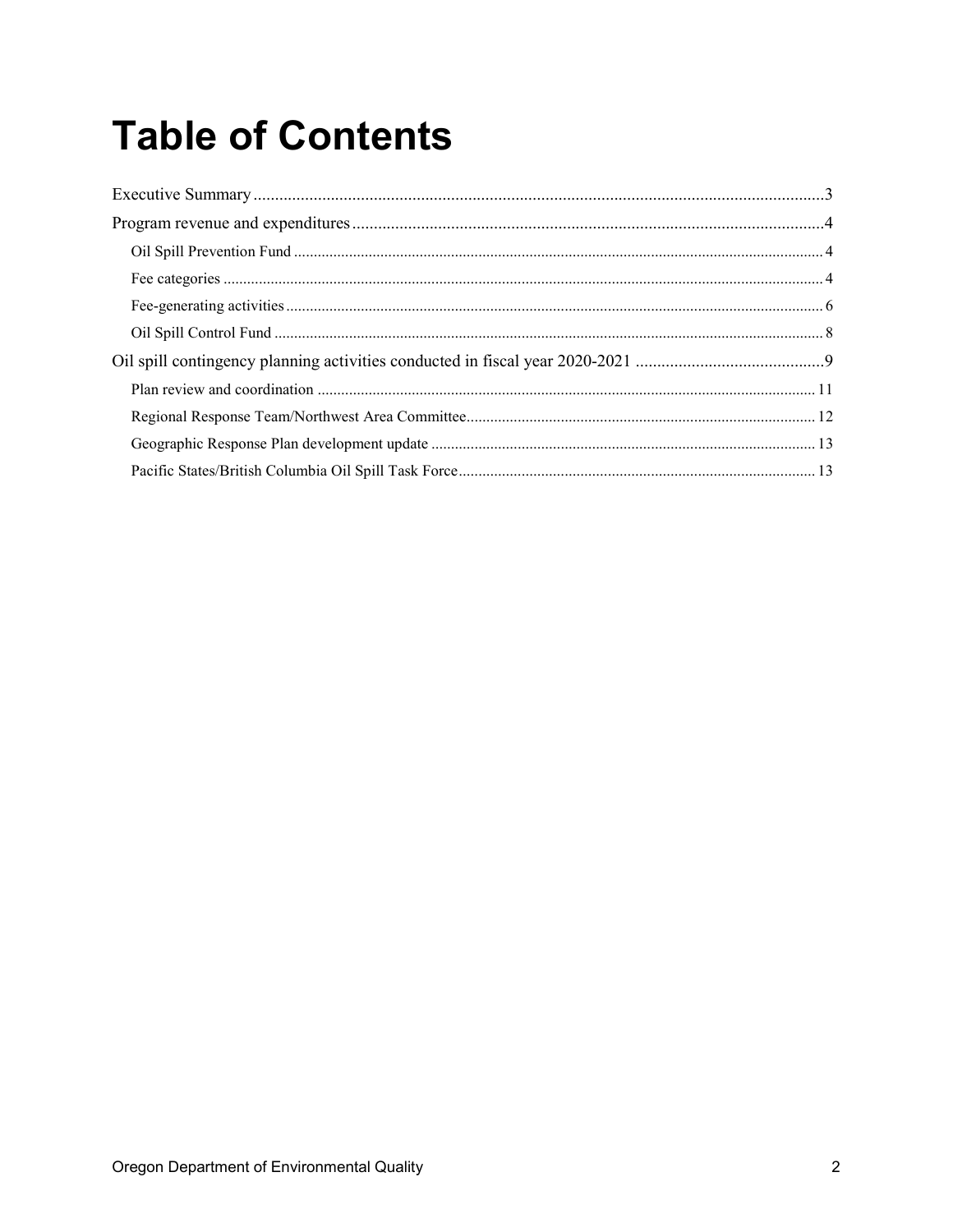# Table of Contents

Executive Summary ........................................................................................................................3

Program revenue and expenditures .................................................................................................4

- Oil Spill Prevention Fund ........................................................................................................ 4
- Fee categories ........................................................................................................................ 4
- Fee-generating activities ......................................................................................................... 6
- Oil Spill Control Fund ............................................................................................................. 8

Oil spill contingency planning activities conducted in fiscal year 2020-2021 ...............................9

- Plan review and coordination ................................................................................................ 11
- Regional Response Team/Northwest Area Committee .......................................................... 12
- Geographic Response Plan development update .................................................................. 13
- Pacific States/British Columbia Oil Spill Task Force ............................................................ 13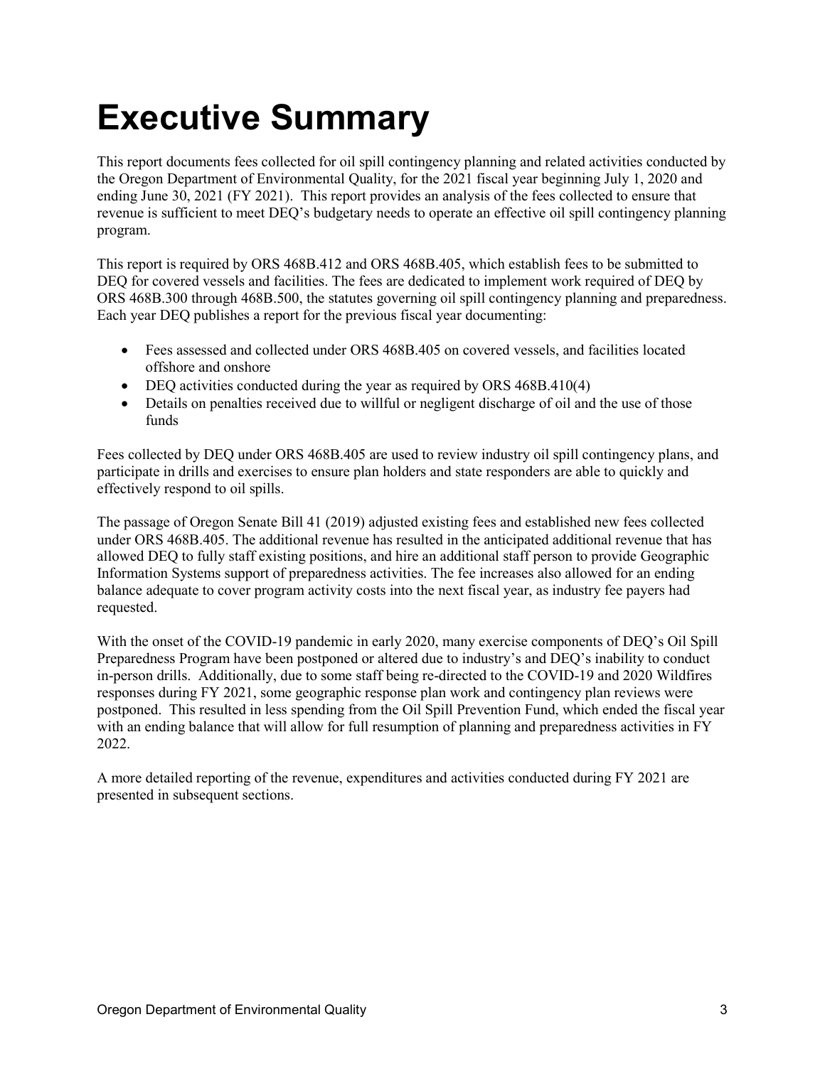# Executive Summary

This report documents fees collected for oil spill contingency planning and related activities conducted by the Oregon Department of Environmental Quality, for the 2021 fiscal year beginning July 1, 2020 and ending June 30, 2021 (FY 2021). This report provides an analysis of the fees collected to ensure that revenue is sufficient to meet DEQ's budgetary needs to operate an effective oil spill contingency planning program.

This report is required by ORS 468B.412 and ORS 468B.405, which establish fees to be submitted to DEQ for covered vessels and facilities. The fees are dedicated to implement work required of DEQ by ORS 468B.300 through 468B.500, the statutes governing oil spill contingency planning and preparedness. Each year DEQ publishes a report for the previous fiscal year documenting:

- Fees assessed and collected under ORS 468B.405 on covered vessels, and facilities located offshore and onshore
- DEQ activities conducted during the year as required by ORS 468B.410(4)
- Details on penalties received due to willful or negligent discharge of oil and the use of those funds

Fees collected by DEQ under ORS 468B.405 are used to review industry oil spill contingency plans, and participate in drills and exercises to ensure plan holders and state responders are able to quickly and effectively respond to oil spills.

The passage of Oregon Senate Bill 41 (2019) adjusted existing fees and established new fees collected under ORS 468B.405. The additional revenue has resulted in the anticipated additional revenue that has allowed DEQ to fully staff existing positions, and hire an additional staff person to provide Geographic Information Systems support of preparedness activities. The fee increases also allowed for an ending balance adequate to cover program activity costs into the next fiscal year, as industry fee payers had requested.

With the onset of the COVID-19 pandemic in early 2020, many exercise components of DEQ's Oil Spill Preparedness Program have been postponed or altered due to industry's and DEQ's inability to conduct in-person drills. Additionally, due to some staff being re-directed to the COVID-19 and 2020 Wildfires responses during FY 2021, some geographic response plan work and contingency plan reviews were postponed. This resulted in less spending from the Oil Spill Prevention Fund, which ended the fiscal year with an ending balance that will allow for full resumption of planning and preparedness activities in FY 2022.

A more detailed reporting of the revenue, expenditures and activities conducted during FY 2021 are presented in subsequent sections.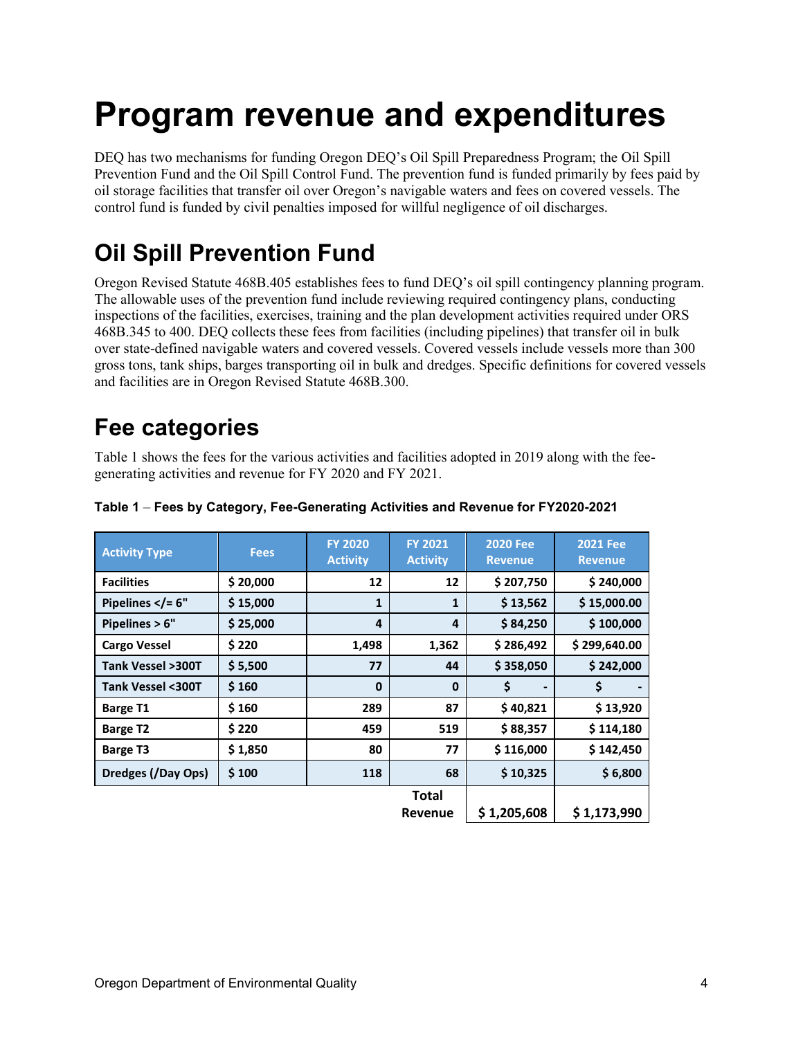# Program revenue and expenditures

DEQ has two mechanisms for funding Oregon DEQ's Oil Spill Preparedness Program; the Oil Spill Prevention Fund and the Oil Spill Control Fund. The prevention fund is funded primarily by fees paid by oil storage facilities that transfer oil over Oregon's navigable waters and fees on covered vessels. The control fund is funded by civil penalties imposed for willful negligence of oil discharges.

## Oil Spill Prevention Fund

Oregon Revised Statute 468B.405 establishes fees to fund DEQ's oil spill contingency planning program. The allowable uses of the prevention fund include reviewing required contingency plans, conducting inspections of the facilities, exercises, training and the plan development activities required under ORS 468B.345 to 400. DEQ collects these fees from facilities (including pipelines) that transfer oil in bulk over state-defined navigable waters and covered vessels. Covered vessels include vessels more than 300 gross tons, tank ships, barges transporting oil in bulk and dredges. Specific definitions for covered vessels and facilities are in Oregon Revised Statute 468B.300.

## Fee categories

Table 1 shows the fees for the various activities and facilities adopted in 2019 along with the fee-generating activities and revenue for FY 2020 and FY 2021.

**Table 1** – **Fees by Category, Fee-Generating Activities and Revenue for FY2020-2021**

| Activity Type | Fees | FY 2020 Activity | FY 2021 Activity | 2020 Fee Revenue | 2021 Fee Revenue |
|---|---|---|---|---|---|
| Facilities | $ 20,000 | 12 | 12 | $ 207,750 | $ 240,000 |
| Pipelines </= 6" | $ 15,000 | 1 | 1 | $ 13,562 | $ 15,000.00 |
| Pipelines > 6" | $ 25,000 | 4 | 4 | $ 84,250 | $ 100,000 |
| Cargo Vessel | $ 220 | 1,498 | 1,362 | $ 286,492 | $ 299,640.00 |
| Tank Vessel >300T | $ 5,500 | 77 | 44 | $ 358,050 | $ 242,000 |
| Tank Vessel <300T | $ 160 | 0 | 0 | $ - | $ - |
| Barge T1 | $ 160 | 289 | 87 | $ 40,821 | $ 13,920 |
| Barge T2 | $ 220 | 459 | 519 | $ 88,357 | $ 114,180 |
| Barge T3 | $ 1,850 | 80 | 77 | $ 116,000 | $ 142,450 |
| Dredges (/Day Ops) | $ 100 | 118 | 68 | $ 10,325 | $ 6,800 |
| | | | Total Revenue | $ 1,205,608 | $ 1,173,990 |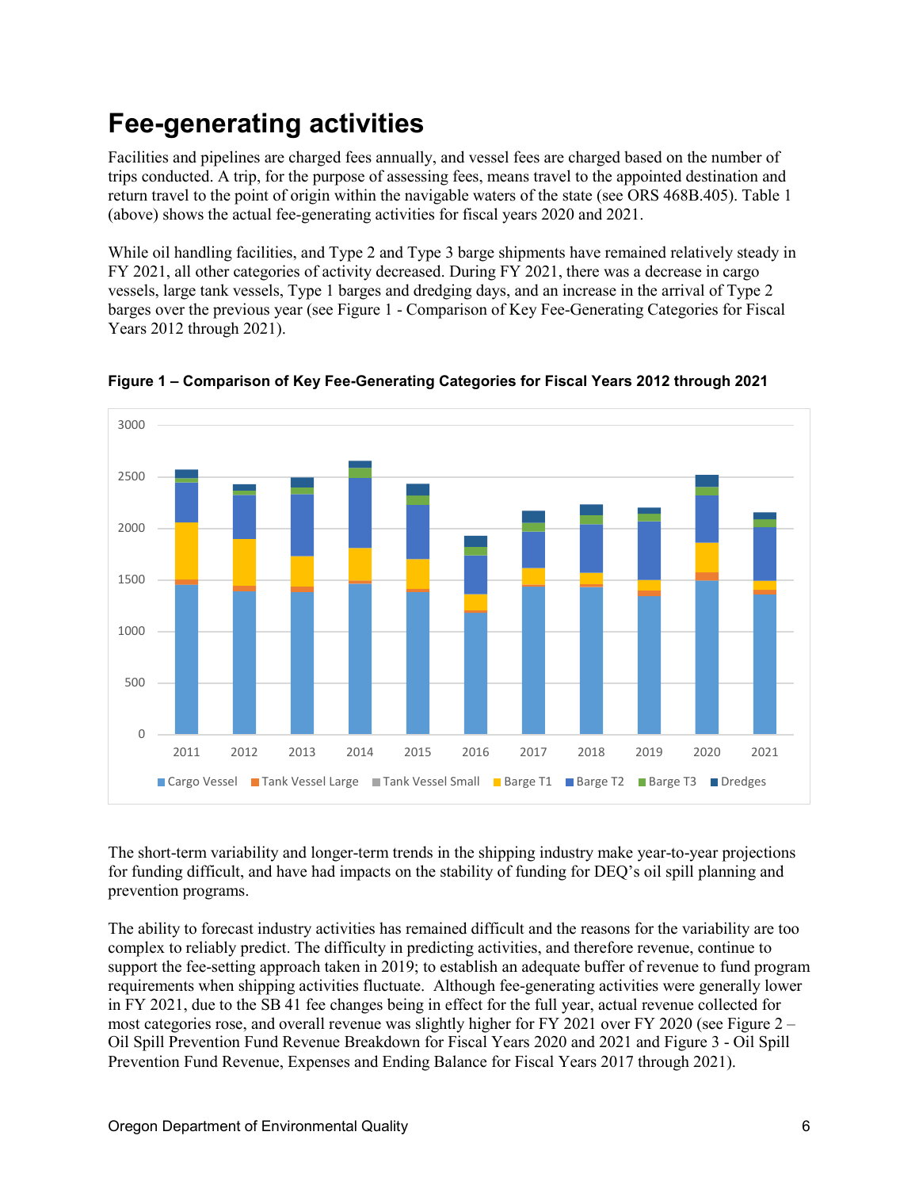# Fee-generating activities

Facilities and pipelines are charged fees annually, and vessel fees are charged based on the number of trips conducted. A trip, for the purpose of assessing fees, means travel to the appointed destination and return travel to the point of origin within the navigable waters of the state (see ORS 468B.405). Table 1 (above) shows the actual fee-generating activities for fiscal years 2020 and 2021.

While oil handling facilities, and Type 2 and Type 3 barge shipments have remained relatively steady in FY 2021, all other categories of activity decreased. During FY 2021, there was a decrease in cargo vessels, large tank vessels, Type 1 barges and dredging days, and an increase in the arrival of Type 2 barges over the previous year (see Figure 1 - Comparison of Key Fee-Generating Categories for Fiscal Years 2012 through 2021).

**Figure 1 – Comparison of Key Fee-Generating Categories for Fiscal Years 2012 through 2021**

The short-term variability and longer-term trends in the shipping industry make year-to-year projections for funding difficult, and have had impacts on the stability of funding for DEQ's oil spill planning and prevention programs.

The ability to forecast industry activities has remained difficult and the reasons for the variability are too complex to reliably predict. The difficulty in predicting activities, and therefore revenue, continue to support the fee-setting approach taken in 2019; to establish an adequate buffer of revenue to fund program requirements when shipping activities fluctuate. Although fee-generating activities were generally lower in FY 2021, due to the SB 41 fee changes being in effect for the full year, actual revenue collected for most categories rose, and overall revenue was slightly higher for FY 2021 over FY 2020 (see Figure 2 – Oil Spill Prevention Fund Revenue Breakdown for Fiscal Years 2020 and 2021 and Figure 3 - Oil Spill Prevention Fund Revenue, Expenses and Ending Balance for Fiscal Years 2017 through 2021).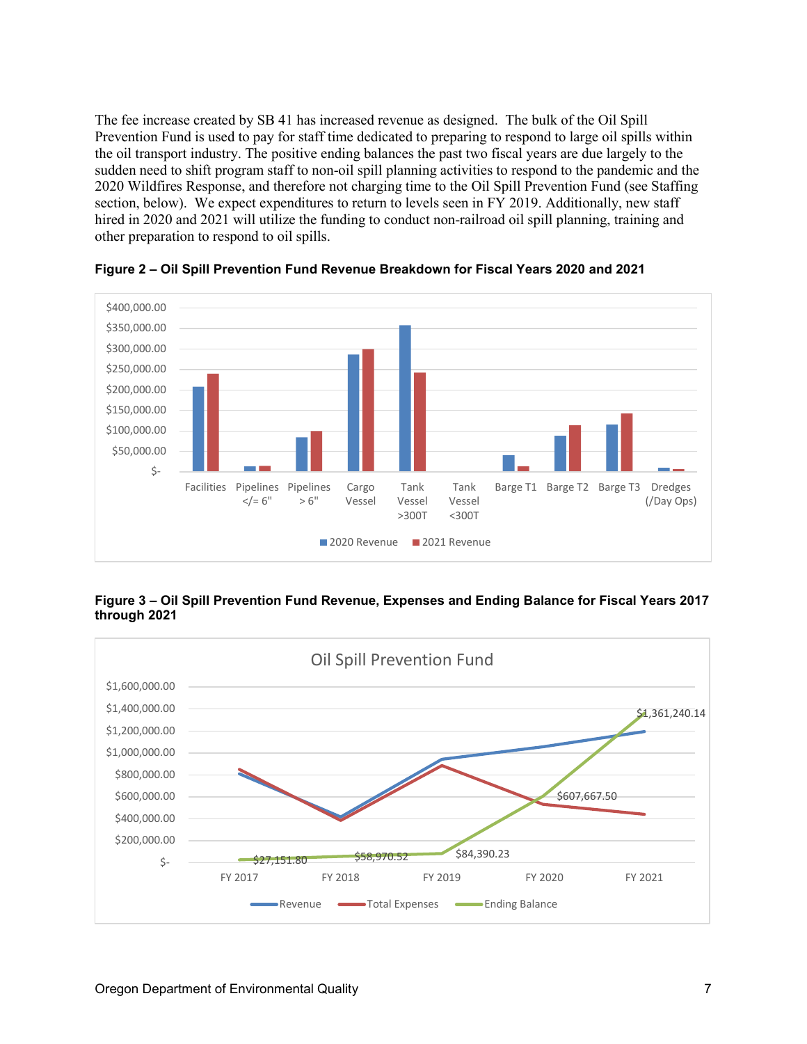The fee increase created by SB 41 has increased revenue as designed. The bulk of the Oil Spill Prevention Fund is used to pay for staff time dedicated to preparing to respond to large oil spills within the oil transport industry. The positive ending balances the past two fiscal years are due largely to the sudden need to shift program staff to non-oil spill planning activities to respond to the pandemic and the 2020 Wildfires Response, and therefore not charging time to the Oil Spill Prevention Fund (see Staffing section, below). We expect expenditures to return to levels seen in FY 2019. Additionally, new staff hired in 2020 and 2021 will utilize the funding to conduct non-railroad oil spill planning, training and other preparation to respond to oil spills.

**Figure 2 – Oil Spill Prevention Fund Revenue Breakdown for Fiscal Years 2020 and 2021**

**Figure 3 – Oil Spill Prevention Fund Revenue, Expenses and Ending Balance for Fiscal Years 2017 through 2021**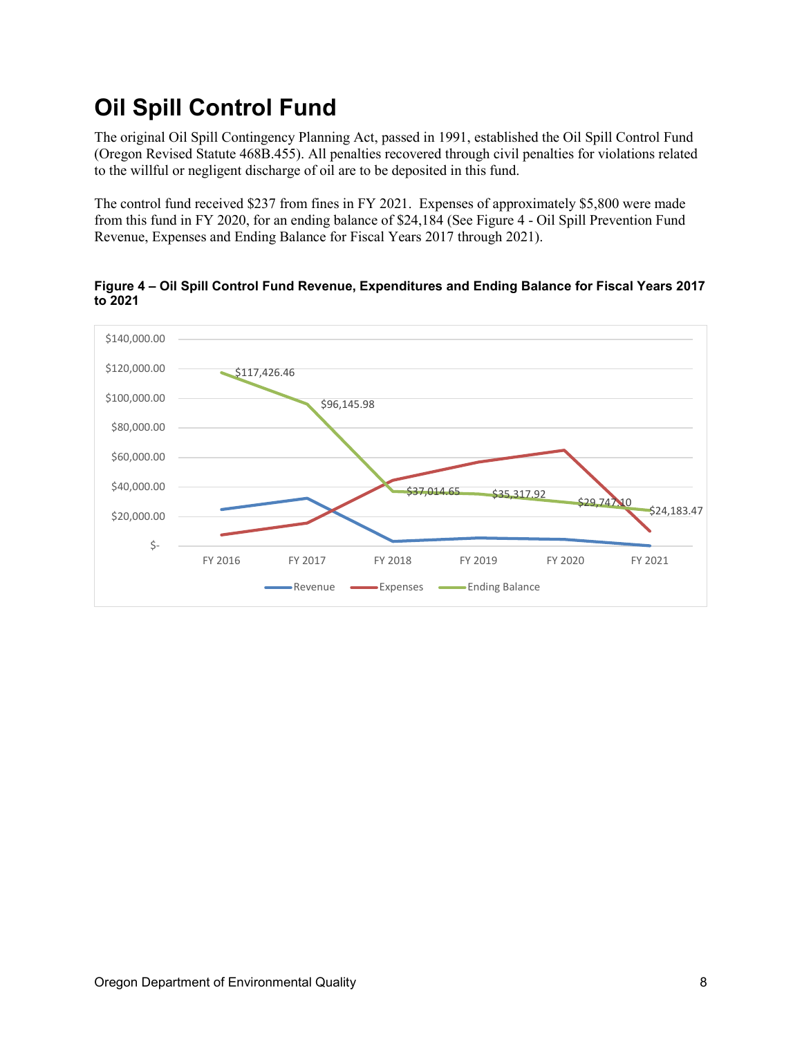# Oil Spill Control Fund

The original Oil Spill Contingency Planning Act, passed in 1991, established the Oil Spill Control Fund (Oregon Revised Statute 468B.455). All penalties recovered through civil penalties for violations related to the willful or negligent discharge of oil are to be deposited in this fund.

The control fund received $237 from fines in FY 2021. Expenses of approximately $5,800 were made from this fund in FY 2020, for an ending balance of $24,184 (See Figure 4 - Oil Spill Prevention Fund Revenue, Expenses and Ending Balance for Fiscal Years 2017 through 2021).

**Figure 4 – Oil Spill Control Fund Revenue, Expenditures and Ending Balance for Fiscal Years 2017 to 2021**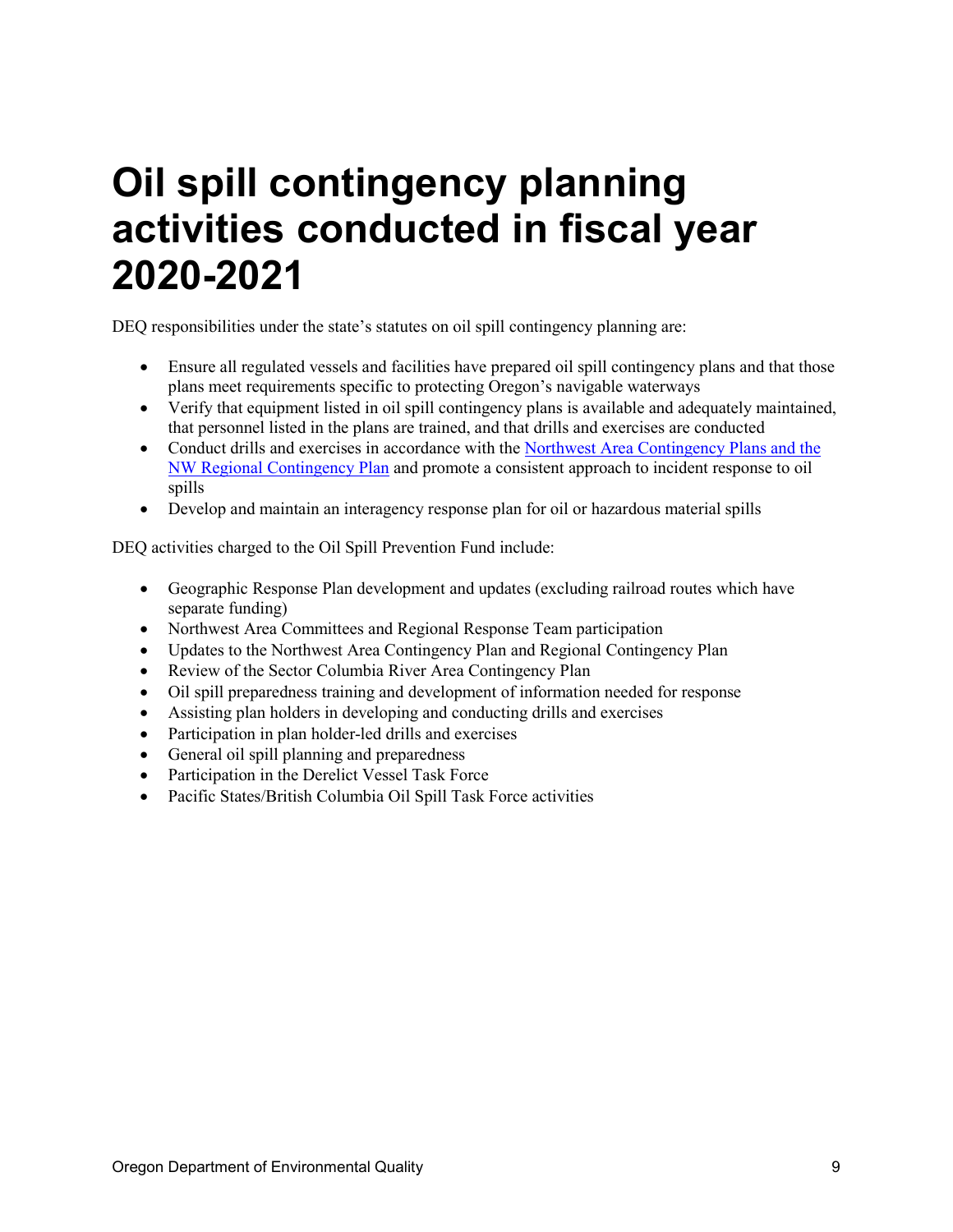# Oil spill contingency planning activities conducted in fiscal year 2020-2021

DEQ responsibilities under the state's statutes on oil spill contingency planning are:

- Ensure all regulated vessels and facilities have prepared oil spill contingency plans and that those plans meet requirements specific to protecting Oregon's navigable waterways
- Verify that equipment listed in oil spill contingency plans is available and adequately maintained, that personnel listed in the plans are trained, and that drills and exercises are conducted
- Conduct drills and exercises in accordance with the Northwest Area Contingency Plans and the NW Regional Contingency Plan and promote a consistent approach to incident response to oil spills
- Develop and maintain an interagency response plan for oil or hazardous material spills

DEQ activities charged to the Oil Spill Prevention Fund include:

- Geographic Response Plan development and updates (excluding railroad routes which have separate funding)
- Northwest Area Committees and Regional Response Team participation
- Updates to the Northwest Area Contingency Plan and Regional Contingency Plan
- Review of the Sector Columbia River Area Contingency Plan
- Oil spill preparedness training and development of information needed for response
- Assisting plan holders in developing and conducting drills and exercises
- Participation in plan holder-led drills and exercises
- General oil spill planning and preparedness
- Participation in the Derelict Vessel Task Force
- Pacific States/British Columbia Oil Spill Task Force activities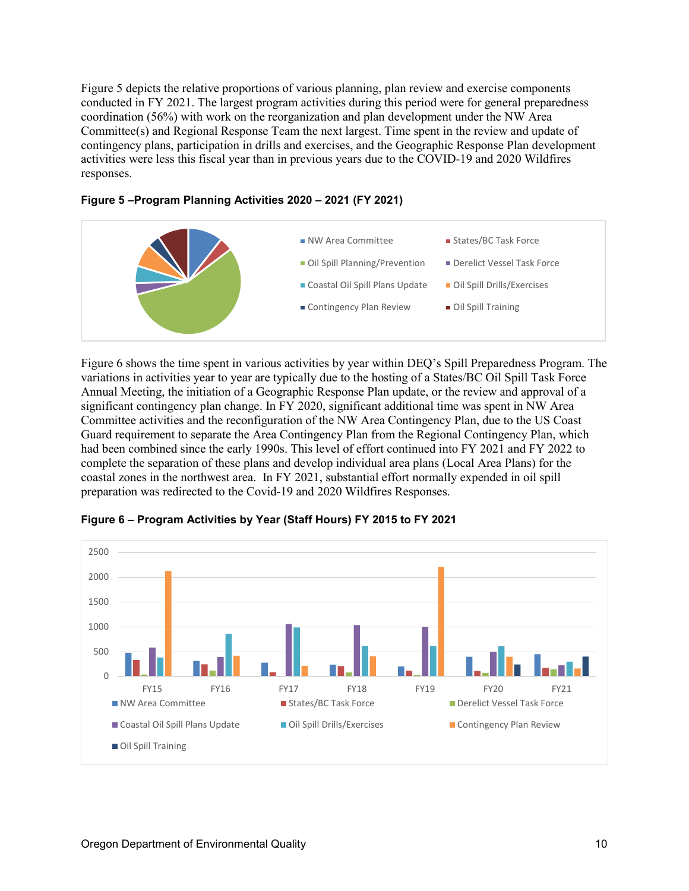Figure 5 depicts the relative proportions of various planning, plan review and exercise components conducted in FY 2021. The largest program activities during this period were for general preparedness coordination (56%) with work on the reorganization and plan development under the NW Area Committee(s) and Regional Response Team the next largest. Time spent in the review and update of contingency plans, participation in drills and exercises, and the Geographic Response Plan development activities were less this fiscal year than in previous years due to the COVID-19 and 2020 Wildfires responses.

**Figure 5 –Program Planning Activities 2020 – 2021 (FY 2021)**

Figure 6 shows the time spent in various activities by year within DEQ's Spill Preparedness Program. The variations in activities year to year are typically due to the hosting of a States/BC Oil Spill Task Force Annual Meeting, the initiation of a Geographic Response Plan update, or the review and approval of a significant contingency plan change. In FY 2020, significant additional time was spent in NW Area Committee activities and the reconfiguration of the NW Area Contingency Plan, due to the US Coast Guard requirement to separate the Area Contingency Plan from the Regional Contingency Plan, which had been combined since the early 1990s. This level of effort continued into FY 2021 and FY 2022 to complete the separation of these plans and develop individual area plans (Local Area Plans) for the coastal zones in the northwest area. In FY 2021, substantial effort normally expended in oil spill preparation was redirected to the Covid-19 and 2020 Wildfires Responses.

**Figure 6 – Program Activities by Year (Staff Hours) FY 2015 to FY 2021**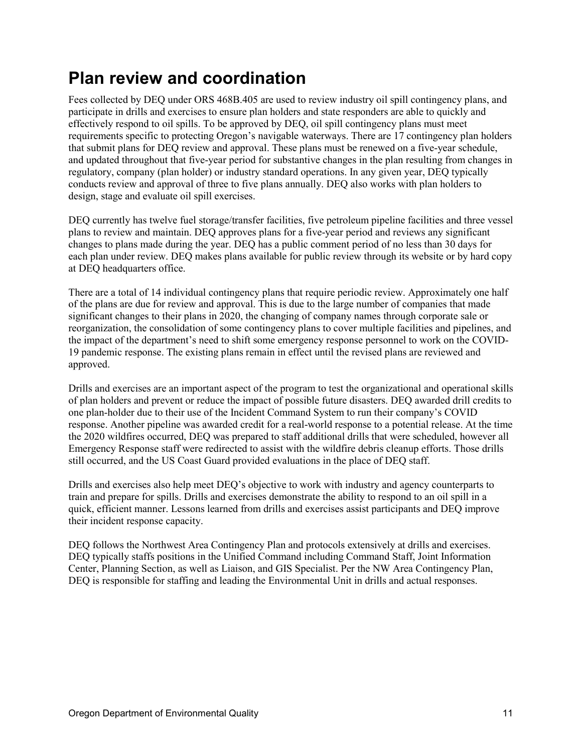# Plan review and coordination

Fees collected by DEQ under ORS 468B.405 are used to review industry oil spill contingency plans, and participate in drills and exercises to ensure plan holders and state responders are able to quickly and effectively respond to oil spills. To be approved by DEQ, oil spill contingency plans must meet requirements specific to protecting Oregon's navigable waterways. There are 17 contingency plan holders that submit plans for DEQ review and approval. These plans must be renewed on a five-year schedule, and updated throughout that five-year period for substantive changes in the plan resulting from changes in regulatory, company (plan holder) or industry standard operations. In any given year, DEQ typically conducts review and approval of three to five plans annually. DEQ also works with plan holders to design, stage and evaluate oil spill exercises.

DEQ currently has twelve fuel storage/transfer facilities, five petroleum pipeline facilities and three vessel plans to review and maintain. DEQ approves plans for a five-year period and reviews any significant changes to plans made during the year. DEQ has a public comment period of no less than 30 days for each plan under review. DEQ makes plans available for public review through its website or by hard copy at DEQ headquarters office.

There are a total of 14 individual contingency plans that require periodic review. Approximately one half of the plans are due for review and approval. This is due to the large number of companies that made significant changes to their plans in 2020, the changing of company names through corporate sale or reorganization, the consolidation of some contingency plans to cover multiple facilities and pipelines, and the impact of the department's need to shift some emergency response personnel to work on the COVID-19 pandemic response. The existing plans remain in effect until the revised plans are reviewed and approved.

Drills and exercises are an important aspect of the program to test the organizational and operational skills of plan holders and prevent or reduce the impact of possible future disasters. DEQ awarded drill credits to one plan-holder due to their use of the Incident Command System to run their company's COVID response. Another pipeline was awarded credit for a real-world response to a potential release. At the time the 2020 wildfires occurred, DEQ was prepared to staff additional drills that were scheduled, however all Emergency Response staff were redirected to assist with the wildfire debris cleanup efforts. Those drills still occurred, and the US Coast Guard provided evaluations in the place of DEQ staff.

Drills and exercises also help meet DEQ's objective to work with industry and agency counterparts to train and prepare for spills. Drills and exercises demonstrate the ability to respond to an oil spill in a quick, efficient manner. Lessons learned from drills and exercises assist participants and DEQ improve their incident response capacity.

DEQ follows the Northwest Area Contingency Plan and protocols extensively at drills and exercises. DEQ typically staffs positions in the Unified Command including Command Staff, Joint Information Center, Planning Section, as well as Liaison, and GIS Specialist. Per the NW Area Contingency Plan, DEQ is responsible for staffing and leading the Environmental Unit in drills and actual responses.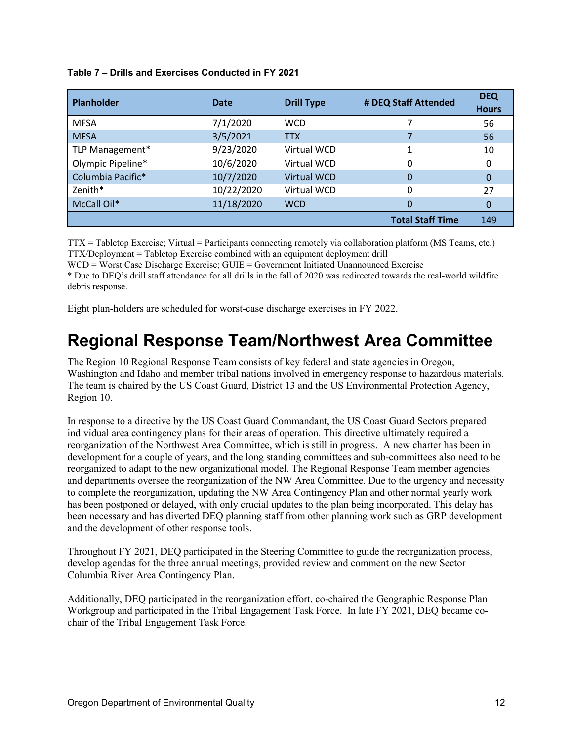**Table 7 – Drills and Exercises Conducted in FY 2021**

| Planholder | Date | Drill Type | # DEQ Staff Attended | DEQ Hours |
|---|---|---|---|---|
| MFSA | 7/1/2020 | WCD | 7 | 56 |
| MFSA | 3/5/2021 | TTX | 7 | 56 |
| TLP Management* | 9/23/2020 | Virtual WCD | 1 | 10 |
| Olympic Pipeline* | 10/6/2020 | Virtual WCD | 0 | 0 |
| Columbia Pacific* | 10/7/2020 | Virtual WCD | 0 | 0 |
| Zenith* | 10/22/2020 | Virtual WCD | 0 | 27 |
| McCall Oil* | 11/18/2020 | WCD | 0 | 0 |
| | | | **Total Staff Time** | 149 |

TTX = Tabletop Exercise; Virtual = Participants connecting remotely via collaboration platform (MS Teams, etc.)
TTX/Deployment = Tabletop Exercise combined with an equipment deployment drill
WCD = Worst Case Discharge Exercise; GUIE = Government Initiated Unannounced Exercise
* Due to DEQ's drill staff attendance for all drills in the fall of 2020 was redirected towards the real-world wildfire debris response.

Eight plan-holders are scheduled for worst-case discharge exercises in FY 2022.

# Regional Response Team/Northwest Area Committee

The Region 10 Regional Response Team consists of key federal and state agencies in Oregon, Washington and Idaho and member tribal nations involved in emergency response to hazardous materials. The team is chaired by the US Coast Guard, District 13 and the US Environmental Protection Agency, Region 10.

In response to a directive by the US Coast Guard Commandant, the US Coast Guard Sectors prepared individual area contingency plans for their areas of operation. This directive ultimately required a reorganization of the Northwest Area Committee, which is still in progress. A new charter has been in development for a couple of years, and the long standing committees and sub-committees also need to be reorganized to adapt to the new organizational model. The Regional Response Team member agencies and departments oversee the reorganization of the NW Area Committee. Due to the urgency and necessity to complete the reorganization, updating the NW Area Contingency Plan and other normal yearly work has been postponed or delayed, with only crucial updates to the plan being incorporated. This delay has been necessary and has diverted DEQ planning staff from other planning work such as GRP development and the development of other response tools.

Throughout FY 2021, DEQ participated in the Steering Committee to guide the reorganization process, develop agendas for the three annual meetings, provided review and comment on the new Sector Columbia River Area Contingency Plan.

Additionally, DEQ participated in the reorganization effort, co-chaired the Geographic Response Plan Workgroup and participated in the Tribal Engagement Task Force. In late FY 2021, DEQ became co-chair of the Tribal Engagement Task Force.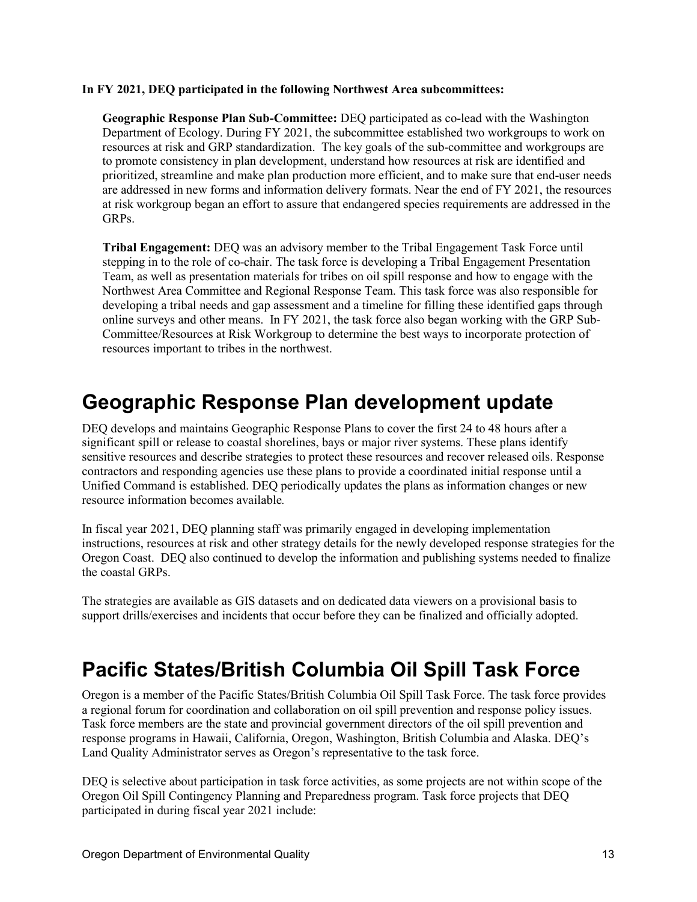**In FY 2021, DEQ participated in the following Northwest Area subcommittees:**

**Geographic Response Plan Sub-Committee:** DEQ participated as co-lead with the Washington Department of Ecology. During FY 2021, the subcommittee established two workgroups to work on resources at risk and GRP standardization. The key goals of the sub-committee and workgroups are to promote consistency in plan development, understand how resources at risk are identified and prioritized, streamline and make plan production more efficient, and to make sure that end-user needs are addressed in new forms and information delivery formats. Near the end of FY 2021, the resources at risk workgroup began an effort to assure that endangered species requirements are addressed in the GRPs.

**Tribal Engagement:** DEQ was an advisory member to the Tribal Engagement Task Force until stepping in to the role of co-chair. The task force is developing a Tribal Engagement Presentation Team, as well as presentation materials for tribes on oil spill response and how to engage with the Northwest Area Committee and Regional Response Team. This task force was also responsible for developing a tribal needs and gap assessment and a timeline for filling these identified gaps through online surveys and other means. In FY 2021, the task force also began working with the GRP Sub-Committee/Resources at Risk Workgroup to determine the best ways to incorporate protection of resources important to tribes in the northwest.

# Geographic Response Plan development update

DEQ develops and maintains Geographic Response Plans to cover the first 24 to 48 hours after a significant spill or release to coastal shorelines, bays or major river systems. These plans identify sensitive resources and describe strategies to protect these resources and recover released oils. Response contractors and responding agencies use these plans to provide a coordinated initial response until a Unified Command is established. DEQ periodically updates the plans as information changes or new resource information becomes available.

In fiscal year 2021, DEQ planning staff was primarily engaged in developing implementation instructions, resources at risk and other strategy details for the newly developed response strategies for the Oregon Coast. DEQ also continued to develop the information and publishing systems needed to finalize the coastal GRPs.

The strategies are available as GIS datasets and on dedicated data viewers on a provisional basis to support drills/exercises and incidents that occur before they can be finalized and officially adopted.

# Pacific States/British Columbia Oil Spill Task Force

Oregon is a member of the Pacific States/British Columbia Oil Spill Task Force. The task force provides a regional forum for coordination and collaboration on oil spill prevention and response policy issues. Task force members are the state and provincial government directors of the oil spill prevention and response programs in Hawaii, California, Oregon, Washington, British Columbia and Alaska. DEQ's Land Quality Administrator serves as Oregon's representative to the task force.

DEQ is selective about participation in task force activities, as some projects are not within scope of the Oregon Oil Spill Contingency Planning and Preparedness program. Task force projects that DEQ participated in during fiscal year 2021 include: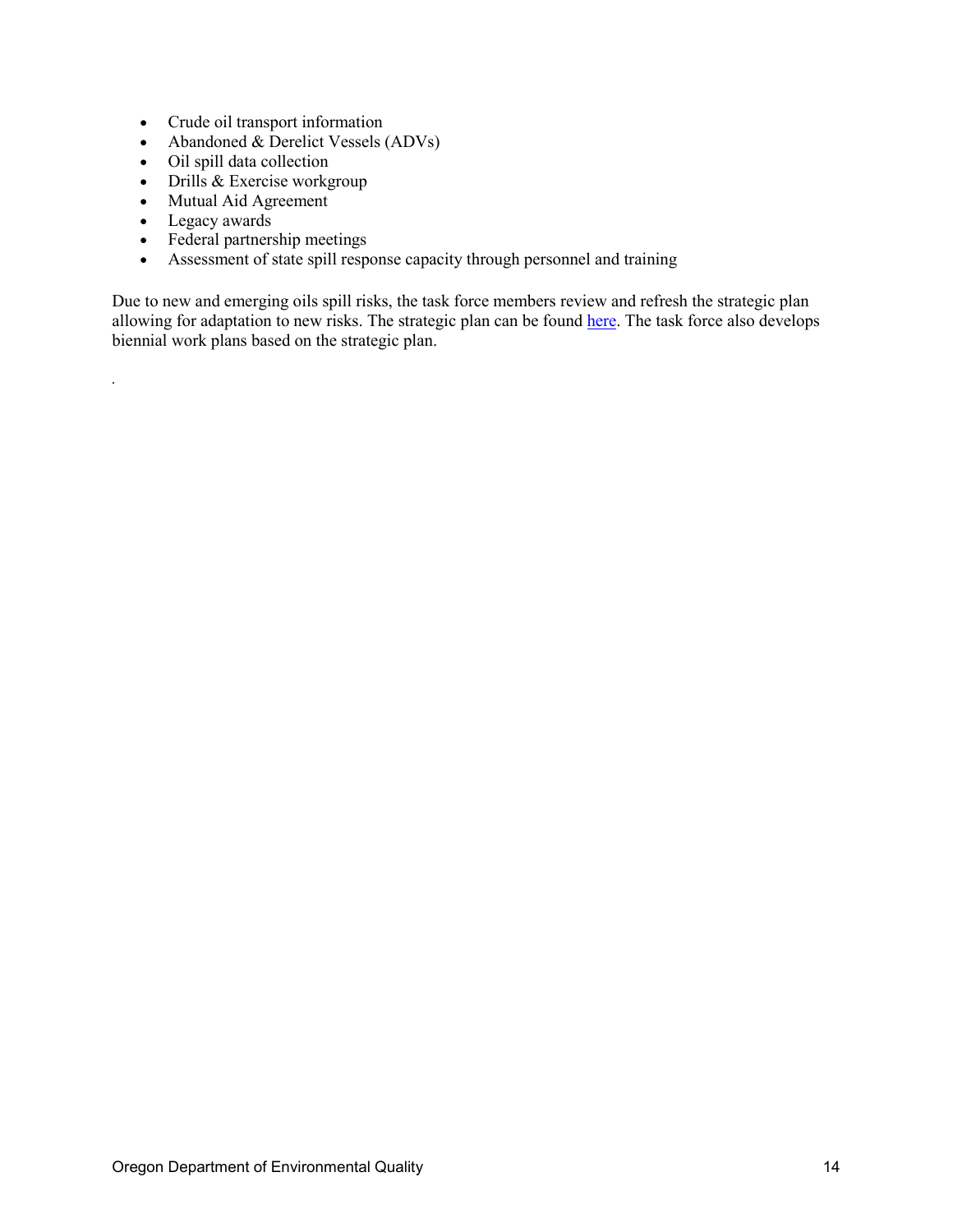- Crude oil transport information
- Abandoned & Derelict Vessels (ADVs)
- Oil spill data collection
- Drills & Exercise workgroup
- Mutual Aid Agreement
- Legacy awards
- Federal partnership meetings
- Assessment of state spill response capacity through personnel and training

Due to new and emerging oils spill risks, the task force members review and refresh the strategic plan allowing for adaptation to new risks. The strategic plan can be found here. The task force also develops biennial work plans based on the strategic plan.

.